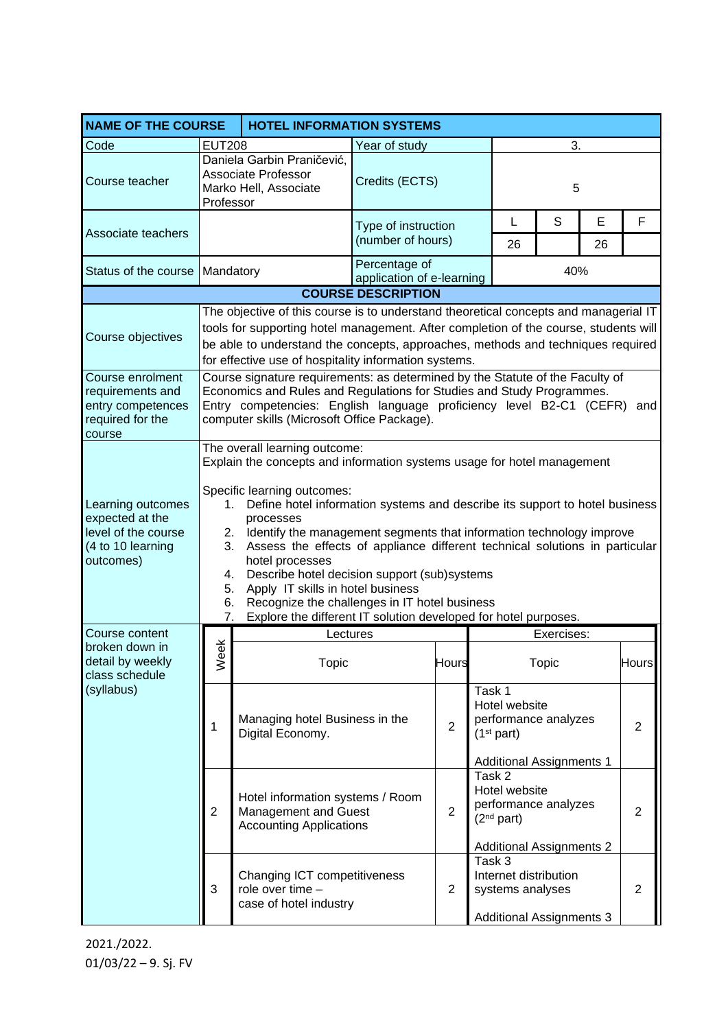| NAME OF THE COURSE | HOTEL INFORMATION SYSTEMS | | | | | |
|---|---|---|---|---|---|---|
| Code | EUT208 | Year of study | 3. | | | |
| Course teacher | Daniela Garbin Praničević, Associate Professor<br>Marko Hell, Associate Professor | Credits (ECTS) | 5 | | | |
| Associate teachers | | Type of instruction (number of hours) | L | S | E | F |
| | | | 26 | | 26 | |
| Status of the course | Mandatory | Percentage of application of e-learning | 40% | | | |

**COURSE DESCRIPTION**

| | |
|---|---|
| Course objectives | The objective of this course is to understand theoretical concepts and managerial IT tools for supporting hotel management. After completion of the course, students will be able to understand the concepts, approaches, methods and techniques required for effective use of hospitality information systems. |
| Course enrolment requirements and entry competences required for the course | Course signature requirements: as determined by the Statute of the Faculty of Economics and Rules and Regulations for Studies and Study Programmes.<br>Entry competencies: English language proficiency level B2-C1 (CEFR) and computer skills (Microsoft Office Package). |
| Learning outcomes expected at the level of the course (4 to 10 learning outcomes) | The overall learning outcome:<br>Explain the concepts and information systems usage for hotel management<br><br>Specific learning outcomes:<br>1. Define hotel information systems and describe its support to hotel business processes<br>2. Identify the management segments that information technology improve<br>3. Assess the effects of appliance different technical solutions in particular hotel processes<br>4. Describe hotel decision support (sub)systems<br>5. Apply IT skills in hotel business<br>6. Recognize the challenges in IT hotel business<br>7. Explore the different IT solution developed for hotel purposes. |

Course content broken down in detail by weekly class schedule (syllabus)

| Week | Lectures: Topic | Hours | Exercises: Topic | Hours |
|---|---|---|---|---|
| 1 | Managing hotel Business in the Digital Economy. | 2 | Task 1<br>Hotel website performance analyzes (1st part)<br><br>Additional Assignments 1 | 2 |
| 2 | Hotel information systems / Room Management and Guest Accounting Applications | 2 | Task 2<br>Hotel website performance analyzes (2nd part)<br><br>Additional Assignments 2 | 2 |
| 3 | Changing ICT competitiveness role over time – case of hotel industry | 2 | Task 3<br>Internet distribution systems analyses<br><br>Additional Assignments 3 | 2 |

2021./2022.
01/03/22 – 9. Sj. FV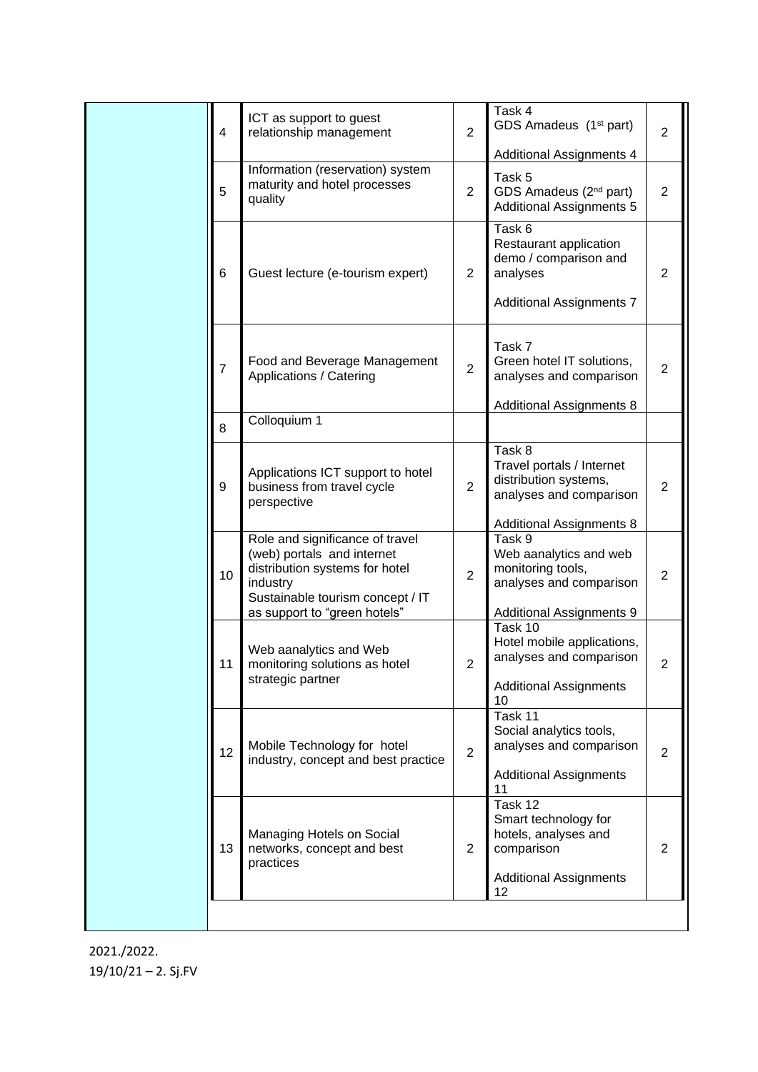| | | | | | |
|---|---|---|---|---|---|
| | 4 | ICT as support to guest relationship management | 2 | Task 4<br>GDS Amadeus (1st part)<br><br>Additional Assignments 4 | 2 |
| | 5 | Information (reservation) system maturity and hotel processes quality | 2 | Task 5<br>GDS Amadeus (2nd part)<br>Additional Assignments 5 | 2 |
| | 6 | Guest lecture (e-tourism expert) | 2 | Task 6<br>Restaurant application demo / comparison and analyses<br><br>Additional Assignments 7 | 2 |
| | 7 | Food and Beverage Management Applications / Catering | 2 | Task 7<br>Green hotel IT solutions, analyses and comparison<br><br>Additional Assignments 8 | 2 |
| | 8 | Colloquium 1 | | | |
| | 9 | Applications ICT support to hotel business from travel cycle perspective | 2 | Task 8<br>Travel portals / Internet distribution systems, analyses and comparison<br><br>Additional Assignments 8 | 2 |
| | 10 | Role and significance of travel (web) portals and internet distribution systems for hotel industry<br>Sustainable tourism concept / IT as support to "green hotels" | 2 | Task 9<br>Web aanalytics and web monitoring tools, analyses and comparison<br><br>Additional Assignments 9 | 2 |
| | 11 | Web aanalytics and Web monitoring solutions as hotel strategic partner | 2 | Task 10<br>Hotel mobile applications, analyses and comparison<br><br>Additional Assignments 10 | 2 |
| | 12 | Mobile Technology for hotel industry, concept and best practice | 2 | Task 11<br>Social analytics tools, analyses and comparison<br><br>Additional Assignments 11 | 2 |
| | 13 | Managing Hotels on Social networks, concept and best practices | 2 | Task 12<br>Smart technology for hotels, analyses and comparison<br><br>Additional Assignments 12 | 2 |

2021./2022.
19/10/21 – 2. Sj.FV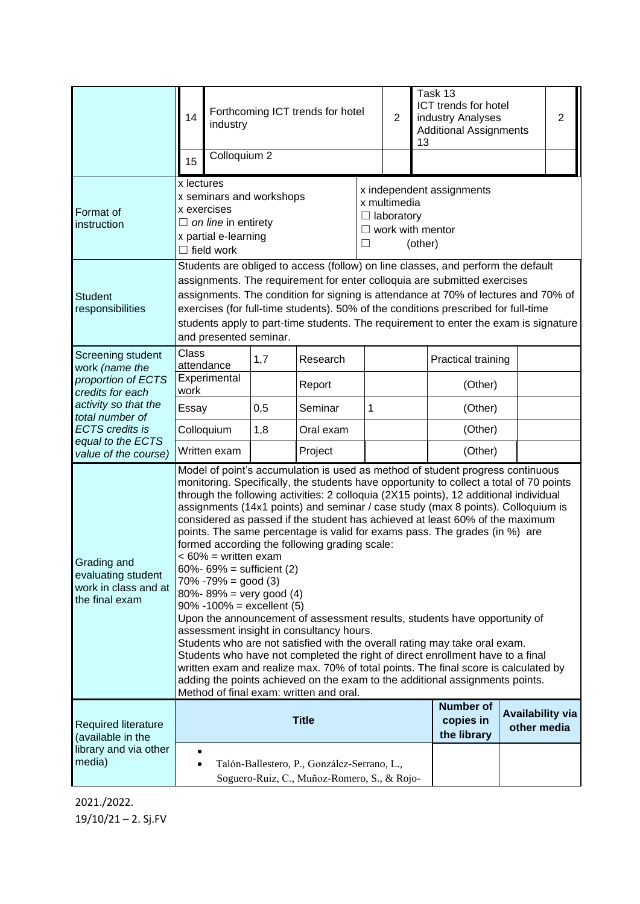| | | | | | | |
|---|---|---|---|---|---|---|
| | 14 | Forthcoming ICT trends for hotel industry | 2 | Task 13<br>ICT trends for hotel industry Analyses<br>Additional Assignments 13 | 2 |
| | 15 | Colloquium 2 | | | |

| | | |
|---|---|---|
| Format of instruction | x lectures<br>x seminars and workshops<br>x exercises<br>☐ *on line* in entirety<br>x partial e-learning<br>☐ field work | x independent assignments<br>x multimedia<br>☐ laboratory<br>☐ work with mentor<br>☐ (other) |
| Student responsibilities | Students are obliged to access (follow) on line classes, and perform the default assignments. The requirement for enter colloquia are submitted exercises assignments. The condition for signing is attendance at 70% of lectures and 70% of exercises (for full-time students). 50% of the conditions prescribed for full-time students apply to part-time students. The requirement to enter the exam is signature and presented seminar. | |

| Screening student work *(name the proportion of ECTS credits for each activity so that the total number of ECTS credits is equal to the ECTS value of the course)* | | | | | | |
|---|---|---|---|---|---|---|
| | Class attendance | 1,7 | Research | | Practical training | |
| | Experimental work | | Report | | (Other) | |
| | Essay | 0,5 | Seminar | 1 | (Other) | |
| | Colloquium | 1,8 | Oral exam | | (Other) | |
| | Written exam | | Project | | (Other) | |

**Grading and evaluating student work in class and at the final exam**

Model of point's accumulation is used as method of student progress continuous monitoring. Specifically, the students have opportunity to collect a total of 70 points through the following activities: 2 colloquia (2X15 points), 12 additional individual assignments (14x1 points) and seminar / case study (max 8 points). Colloquium is considered as passed if the student has achieved at least 60% of the maximum points. The same percentage is valid for exams pass. The grades (in %) are formed according the following grading scale:
< 60% = written exam
60%- 69% = sufficient (2)
70% -79% = good (3)
80%- 89% = very good (4)
90% -100% = excellent (5)
Upon the announcement of assessment results, students have opportunity of assessment insight in consultancy hours.
Students who are not satisfied with the overall rating may take oral exam.
Students who have not completed the right of direct enrollment have to a final written exam and realize max. 70% of total points. The final score is calculated by adding the points achieved on the exam to the additional assignments points.
Method of final exam: written and oral.

| Required literature (available in the library and via other media) | Title | Number of copies in the library | Availability via other media |
|---|---|---|---|
| | • <br>• Talón-Ballestero, P., González-Serrano, L., Soguero-Ruiz, C., Muñoz-Romero, S., & Rojo- | | |

2021./2022.
19/10/21 – 2. Sj.FV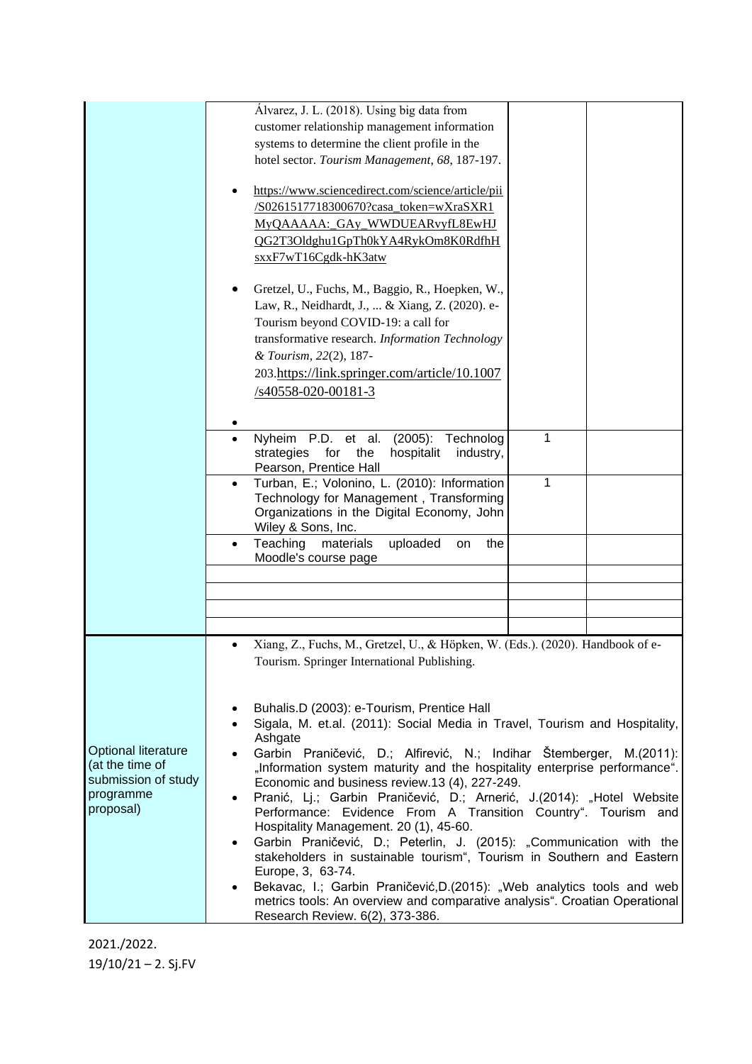| | | | |
|---|---|---|---|
| | Álvarez, J. L. (2018). Using big data from customer relationship management information systems to determine the client profile in the hotel sector. *Tourism Management*, *68*, 187-197.<br><br>• https://www.sciencedirect.com/science/article/pii/S0261517718300670?casa_token=wXraSXR1MyQAAAAA:_GAy_WWDUEARvyfL8EwHJQG2T3Oldghu1GpTh0kYA4RykOm8K0RdfhHsxxF7wT16Cgdk-hK3atw<br><br>• Gretzel, U., Fuchs, M., Baggio, R., Hoepken, W., Law, R., Neidhardt, J., ... & Xiang, Z. (2020). e-Tourism beyond COVID-19: a call for transformative research. *Information Technology & Tourism*, *22*(2), 187-203.https://link.springer.com/article/10.1007/s40558-020-00181-3<br><br>• | | |
| | • Nyheim P.D. et al. (2005): Technolog strategies for the hospitalit industry, Pearson, Prentice Hall | 1 | |
| | • Turban, E.; Volonino, L. (2010): Information Technology for Management , Transforming Organizations in the Digital Economy, John Wiley & Sons, Inc. | 1 | |
| | • Teaching materials uploaded on the Moodle's course page | | |
| | | | |
| | | | |
| | | | |
| | | | |
| Optional literature (at the time of submission of study programme proposal) | • Xiang, Z., Fuchs, M., Gretzel, U., & Höpken, W. (Eds.). (2020). Handbook of e-Tourism. Springer International Publishing.<br><br>• Buhalis.D (2003): e-Tourism, Prentice Hall<br>• Sigala, M. et.al. (2011): Social Media in Travel, Tourism and Hospitality, Ashgate<br>• Garbin Praničević, D.; Alfirević, N.; Indihar Štemberger, M.(2011): „Information system maturity and the hospitality enterprise performance". Economic and business review.13 (4), 227-249.<br>• Pranić, Lj.; Garbin Praničević, D.; Arnerić, J.(2014): „Hotel Website Performance: Evidence From A Transition Country". Tourism and Hospitality Management. 20 (1), 45-60.<br>• Garbin Praničević, D.; Peterlin, J. (2015): „Communication with the stakeholders in sustainable tourism", Tourism in Southern and Eastern Europe, 3, 63-74.<br>• Bekavac, I.; Garbin Praničević,D.(2015): „Web analytics tools and web metrics tools: An overview and comparative analysis". Croatian Operational Research Review. 6(2), 373-386. | | |

2021./2022.
19/10/21 – 2. Sj.FV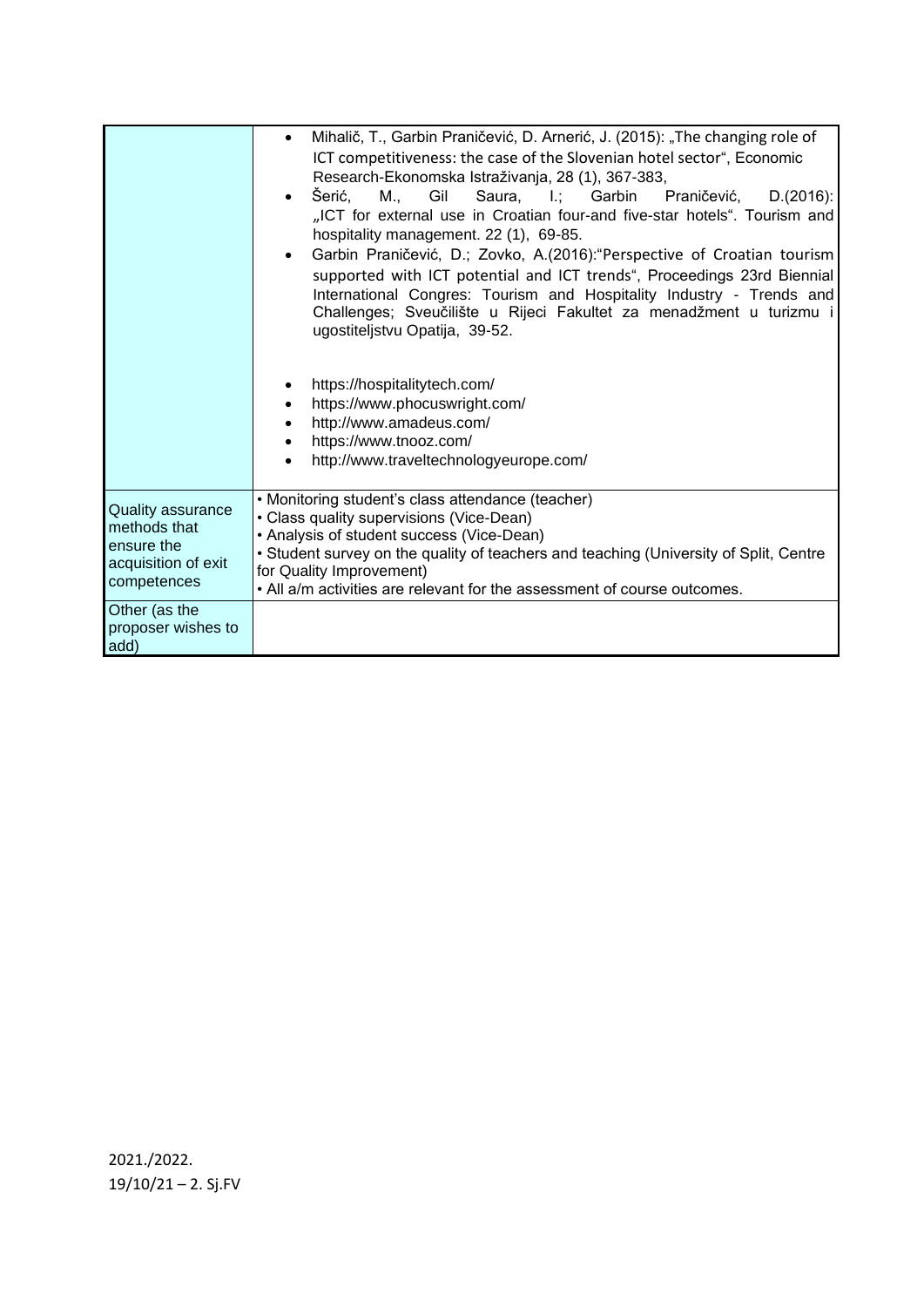| | |
|---|---|
| | • Mihalič, T., Garbin Praničević, D. Arnerić, J. (2015): „The changing role of ICT competitiveness: the case of the Slovenian hotel sector", Economic Research-Ekonomska Istraživanja, 28 (1), 367-383,<br>• Šerić, M., Gil Saura, I.; Garbin Praničević, D.(2016): „ICT for external use in Croatian four-and five-star hotels". Tourism and hospitality management. 22 (1), 69-85.<br>• Garbin Praničević, D.; Zovko, A.(2016):"Perspective of Croatian tourism supported with ICT potential and ICT trends", Proceedings 23rd Biennial International Congres: Tourism and Hospitality Industry - Trends and Challenges; Sveučilište u Rijeci Fakultet za menadžment u turizmu i ugostiteljstvu Opatija, 39-52.<br><br>• https://hospitalitytech.com/<br>• https://www.phocuswright.com/<br>• http://www.amadeus.com/<br>• https://www.tnooz.com/<br>• http://www.traveltechnologyeurope.com/ |
| Quality assurance methods that ensure the acquisition of exit competences | • Monitoring student's class attendance (teacher)<br>• Class quality supervisions (Vice-Dean)<br>• Analysis of student success (Vice-Dean)<br>• Student survey on the quality of teachers and teaching (University of Split, Centre for Quality Improvement)<br>• All a/m activities are relevant for the assessment of course outcomes. |
| Other (as the proposer wishes to add) | |

2021./2022.
19/10/21 – 2. Sj.FV